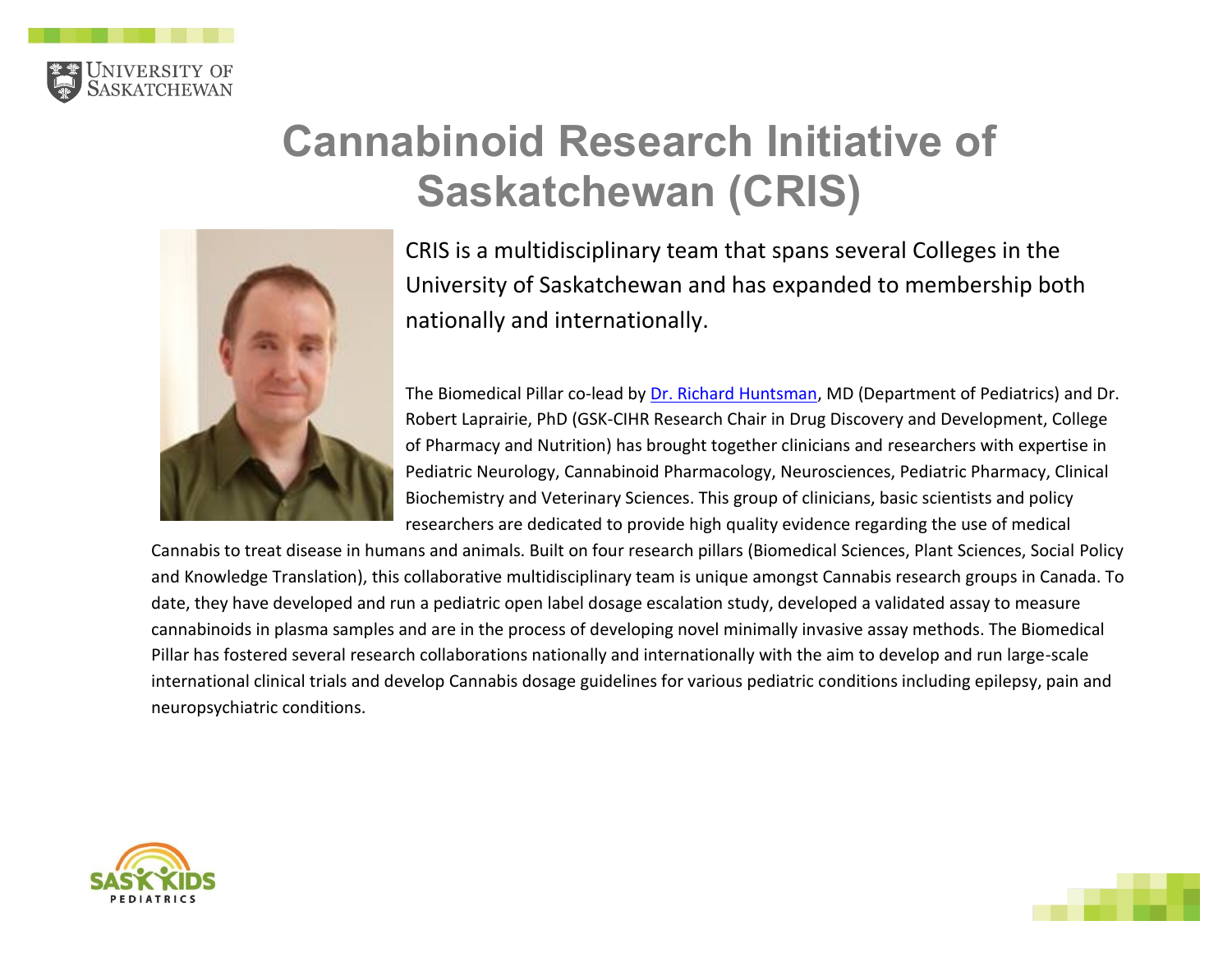# Cannabinoid Research Initiative of Saskatchewan (CRIS)

CRIS is a multidisciplinary team that spans several Colleges in the University of Saskatchewan and has expanded to membership both nationally and internationally.

The Biomedical Pillar co-lead by Dr. Richard Huntsman, MD (Department of Pediatrics) and Dr. Robert Laprairie, PhD (GSK-CIHR Research Chair in Drug Discovery and Development, College of Pharmacy and Nutrition) has brought together clinicians and researchers with expertise in Pediatric Neurology, Cannabinoid Pharmacology, Neurosciences, Pediatric Pharmacy, Clinical Biochemistry and Veterinary Sciences. This group of clinicians, basic scientists and policy researchers are dedicated to provide high quality evidence regarding the use of medical Cannabis to treat disease in humans and animals. Built on four research pillars (Biomedical Sciences, Plant Sciences, Social Policy and Knowledge Translation), this collaborative multidisciplinary team is unique amongst Cannabis research groups in Canada. To date, they have developed and run a pediatric open label dosage escalation study, developed a validated assay to measure cannabinoids in plasma samples and are in the process of developing novel minimally invasive assay methods. The Biomedical Pillar has fostered several research collaborations nationally and internationally with the aim to develop and run large-scale international clinical trials and develop Cannabis dosage guidelines for various pediatric conditions including epilepsy, pain and neuropsychiatric conditions.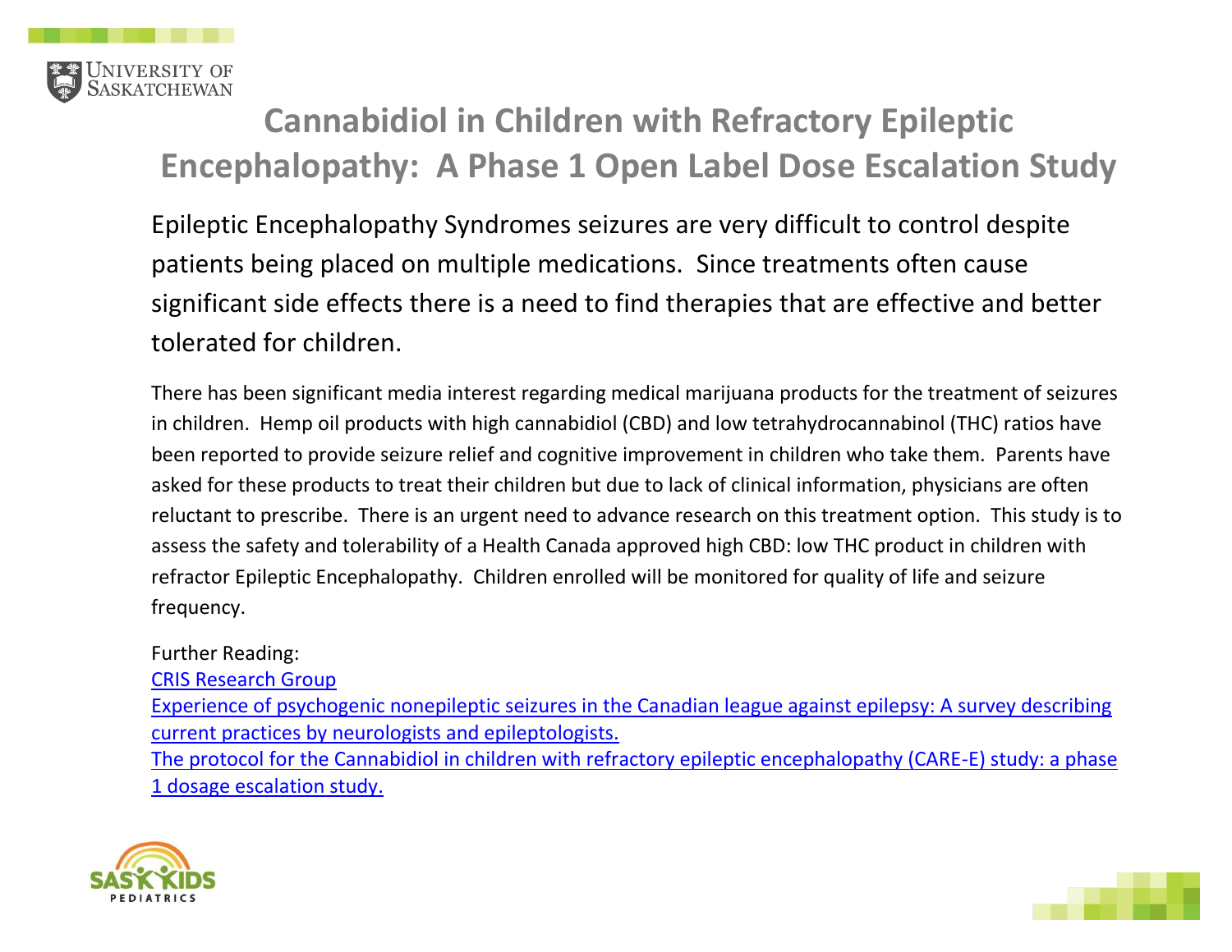# Cannabidiol in Children with Refractory Epileptic Encephalopathy: A Phase 1 Open Label Dose Escalation Study

Epileptic Encephalopathy Syndromes seizures are very difficult to control despite patients being placed on multiple medications. Since treatments often cause significant side effects there is a need to find therapies that are effective and better tolerated for children.

There has been significant media interest regarding medical marijuana products for the treatment of seizures in children. Hemp oil products with high cannabidiol (CBD) and low tetrahydrocannabinol (THC) ratios have been reported to provide seizure relief and cognitive improvement in children who take them. Parents have asked for these products to treat their children but due to lack of clinical information, physicians are often reluctant to prescribe. There is an urgent need to advance research on this treatment option. This study is to assess the safety and tolerability of a Health Canada approved high CBD: low THC product in children with refractor Epileptic Encephalopathy. Children enrolled will be monitored for quality of life and seizure frequency.

Further Reading:

CRIS Research Group

Experience of psychogenic nonepileptic seizures in the Canadian league against epilepsy: A survey describing current practices by neurologists and epileptologists.

The protocol for the Cannabidiol in children with refractory epileptic encephalopathy (CARE-E) study: a phase 1 dosage escalation study.